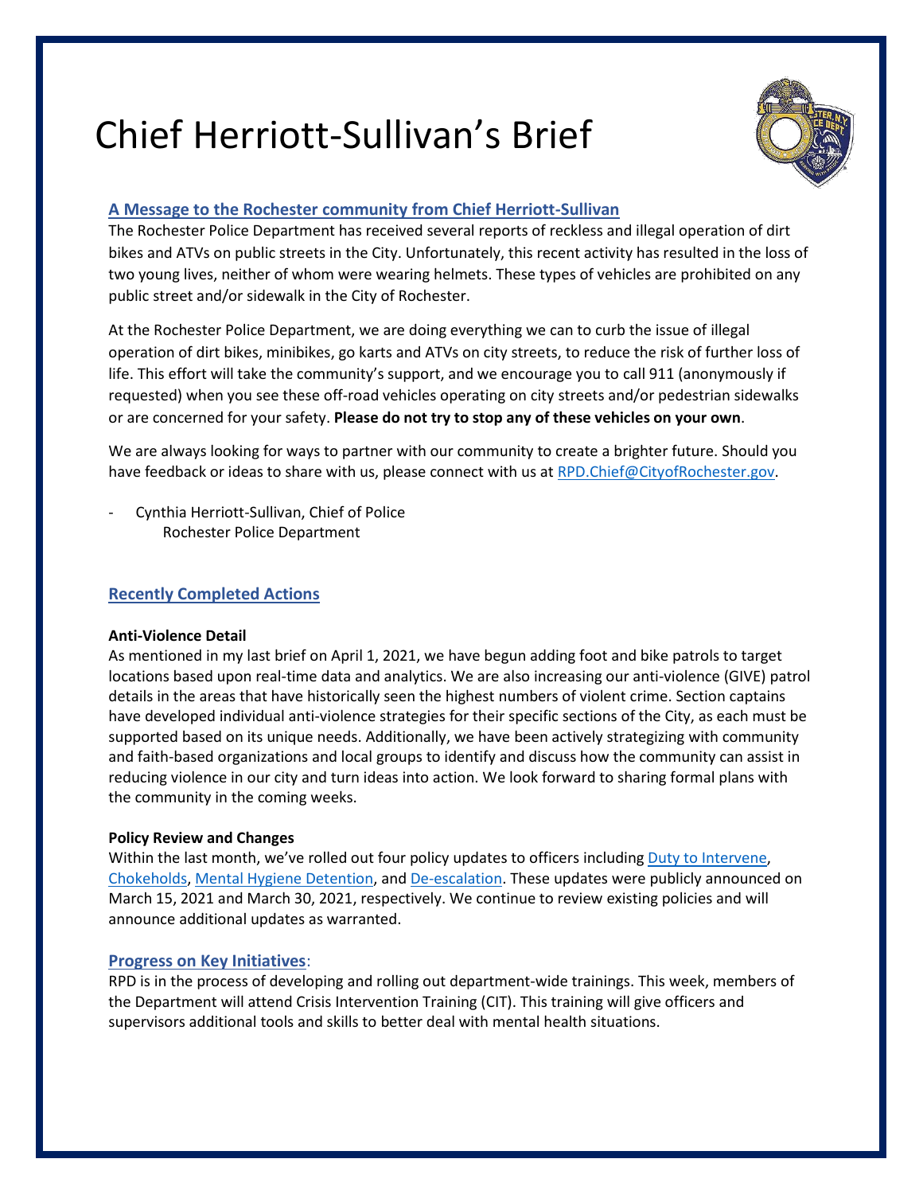# Chief Herriott-Sullivan's Brief

## A Message to the Rochester community from Chief Herriott-Sullivan

The Rochester Police Department has received several reports of reckless and illegal operation of dirt bikes and ATVs on public streets in the City. Unfortunately, this recent activity has resulted in the loss of two young lives, neither of whom were wearing helmets. These types of vehicles are prohibited on any public street and/or sidewalk in the City of Rochester.

At the Rochester Police Department, we are doing everything we can to curb the issue of illegal operation of dirt bikes, minibikes, go karts and ATVs on city streets, to reduce the risk of further loss of life. This effort will take the community's support, and we encourage you to call 911 (anonymously if requested) when you see these off-road vehicles operating on city streets and/or pedestrian sidewalks or are concerned for your safety. **Please do not try to stop any of these vehicles on your own**.

We are always looking for ways to partner with our community to create a brighter future. Should you have feedback or ideas to share with us, please connect with us at RPD.Chief@CityofRochester.gov.

- Cynthia Herriott-Sullivan, Chief of Police
  Rochester Police Department

## Recently Completed Actions

**Anti-Violence Detail**

As mentioned in my last brief on April 1, 2021, we have begun adding foot and bike patrols to target locations based upon real-time data and analytics. We are also increasing our anti-violence (GIVE) patrol details in the areas that have historically seen the highest numbers of violent crime. Section captains have developed individual anti-violence strategies for their specific sections of the City, as each must be supported based on its unique needs. Additionally, we have been actively strategizing with community and faith-based organizations and local groups to identify and discuss how the community can assist in reducing violence in our city and turn ideas into action. We look forward to sharing formal plans with the community in the coming weeks.

**Policy Review and Changes**

Within the last month, we've rolled out four policy updates to officers including Duty to Intervene, Chokeholds, Mental Hygiene Detention, and De-escalation. These updates were publicly announced on March 15, 2021 and March 30, 2021, respectively. We continue to review existing policies and will announce additional updates as warranted.

## Progress on Key Initiatives:

RPD is in the process of developing and rolling out department-wide trainings. This week, members of the Department will attend Crisis Intervention Training (CIT). This training will give officers and supervisors additional tools and skills to better deal with mental health situations.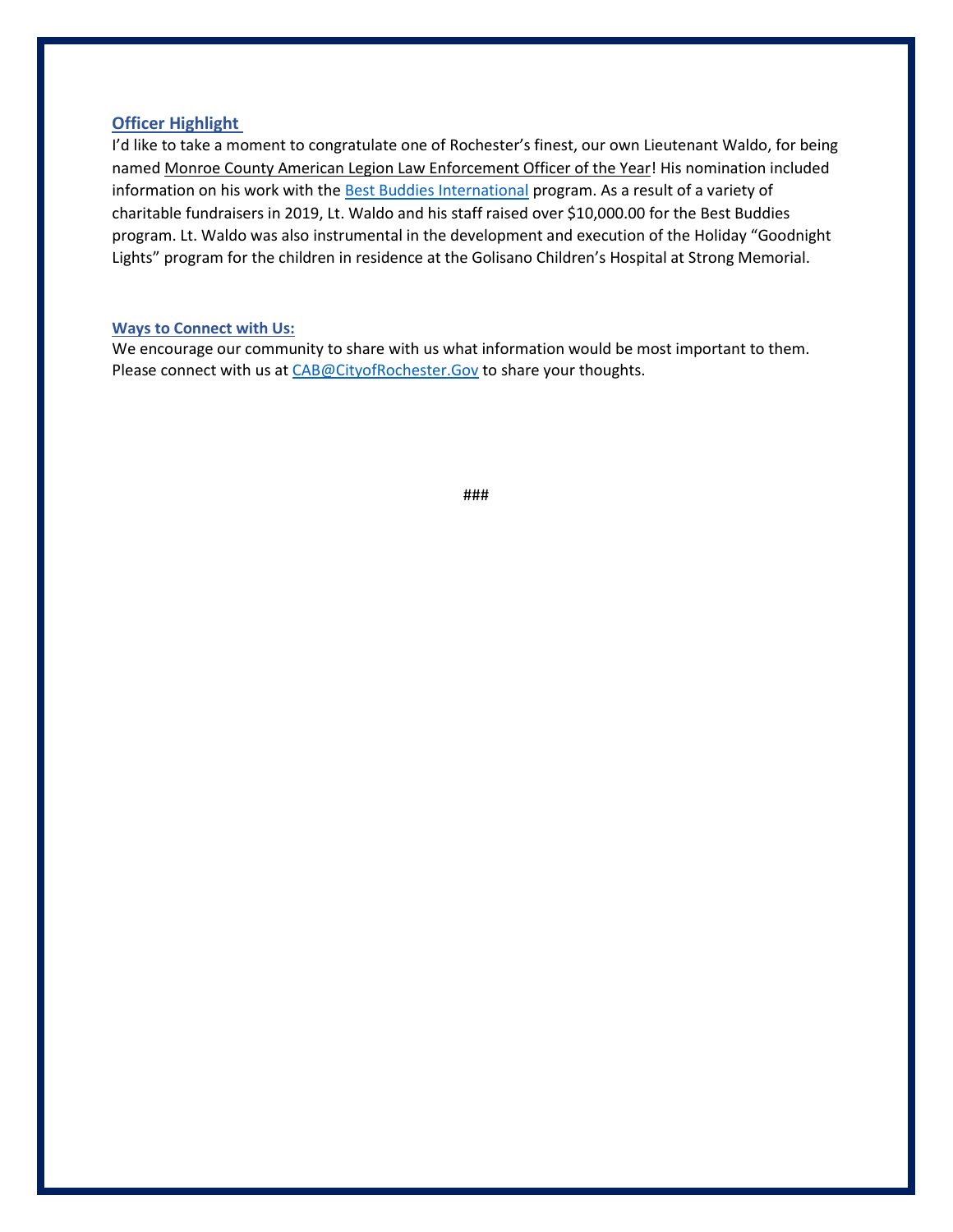## Officer Highlight

I'd like to take a moment to congratulate one of Rochester's finest, our own Lieutenant Waldo, for being named Monroe County American Legion Law Enforcement Officer of the Year! His nomination included information on his work with the Best Buddies International program. As a result of a variety of charitable fundraisers in 2019, Lt. Waldo and his staff raised over $10,000.00 for the Best Buddies program. Lt. Waldo was also instrumental in the development and execution of the Holiday "Goodnight Lights" program for the children in residence at the Golisano Children's Hospital at Strong Memorial.

## Ways to Connect with Us:

We encourage our community to share with us what information would be most important to them. Please connect with us at CAB@CityofRochester.Gov to share your thoughts.

###